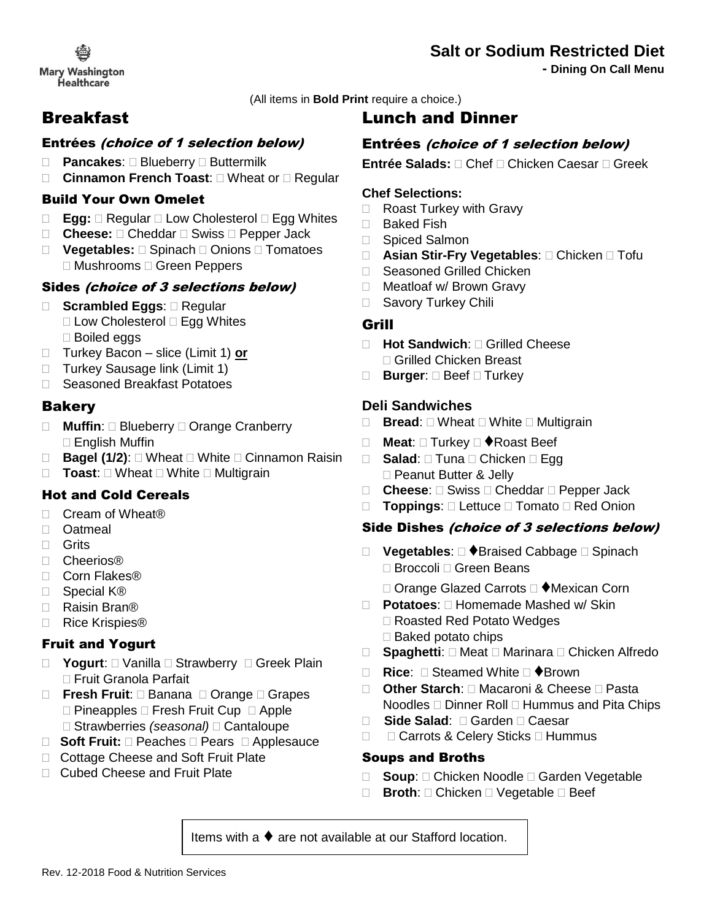Mary Washington Healthcare

# Salt or Sodium Restricted Diet

**- Dining On Call Menu**

(All items in **Bold Print** require a choice.)

## Breakfast

### Entrées *(choice of 1 selection below)*

- **Pancakes**: □ Blueberry □ Buttermilk
- **Cinnamon French Toast**: □ Wheat or □ Regular

### Build Your Own Omelet

- **Egg:** □ Regular □ Low Cholesterol □ Egg Whites
- **Cheese:** □ Cheddar □ Swiss □ Pepper Jack
- **Vegetables:** □ Spinach □ Onions □ Tomatoes □ Mushrooms □ Green Peppers

### Sides *(choice of 3 selections below)*

- **Scrambled Eggs**: □ Regular □ Low Cholesterol □ Egg Whites □ Boiled eggs
- Turkey Bacon – slice (Limit 1) **or**
- Turkey Sausage link (Limit 1)
- Seasoned Breakfast Potatoes

### Bakery

- **Muffin**: □ Blueberry □ Orange Cranberry □ English Muffin
- **Bagel (1/2)**: □ Wheat □ White □ Cinnamon Raisin
- **Toast**: □ Wheat □ White □ Multigrain

### Hot and Cold Cereals

- Cream of Wheat®
- Oatmeal
- Grits
- Cheerios®
- Corn Flakes®
- Special K®
- Raisin Bran®
- Rice Krispies®

### Fruit and Yogurt

- **Yogurt**: □ Vanilla □ Strawberry □ Greek Plain □ Fruit Granola Parfait
- **Fresh Fruit**: □ Banana □ Orange □ Grapes □ Pineapples □ Fresh Fruit Cup □ Apple □ Strawberries *(seasonal)* □ Cantaloupe
- **Soft Fruit:** □ Peaches □ Pears □ Applesauce
- Cottage Cheese and Soft Fruit Plate
- Cubed Cheese and Fruit Plate

## Lunch and Dinner

### Entrées *(choice of 1 selection below)*

**Entrée Salads:** □ Chef □ Chicken Caesar □ Greek

**Chef Selections:**

- Roast Turkey with Gravy
- Baked Fish
- Spiced Salmon
- **Asian Stir-Fry Vegetables**: □ Chicken □ Tofu
- Seasoned Grilled Chicken
- Meatloaf w/ Brown Gravy
- Savory Turkey Chili

### Grill

- **Hot Sandwich**: □ Grilled Cheese □ Grilled Chicken Breast
- **Burger**: □ Beef □ Turkey

### Deli Sandwiches

- **Bread**: □ Wheat □ White □ Multigrain
- **Meat**: □ Turkey □ ♦Roast Beef
- **Salad**: □ Tuna □ Chicken □ Egg □ Peanut Butter & Jelly
- **Cheese**: □ Swiss □ Cheddar □ Pepper Jack
- **Toppings**: □ Lettuce □ Tomato □ Red Onion

### Side Dishes *(choice of 3 selections below)*

- **Vegetables**: □ ♦Braised Cabbage □ Spinach □ Broccoli □ Green Beans □ Orange Glazed Carrots □ ♦Mexican Corn
- **Potatoes**: □ Homemade Mashed w/ Skin □ Roasted Red Potato Wedges □ Baked potato chips
- **Spaghetti**: □ Meat □ Marinara □ Chicken Alfredo
- **Rice**: □ Steamed White □ ♦Brown
- **Other Starch**: □ Macaroni & Cheese □ Pasta Noodles □ Dinner Roll □ Hummus and Pita Chips
- **Side Salad**: □ Garden □ Caesar
- □ Carrots & Celery Sticks □ Hummus

### Soups and Broths

- **Soup**: □ Chicken Noodle □ Garden Vegetable
- **Broth**: □ Chicken □ Vegetable □ Beef

Items with a ♦ are not available at our Stafford location.

Rev. 12-2018 Food & Nutrition Services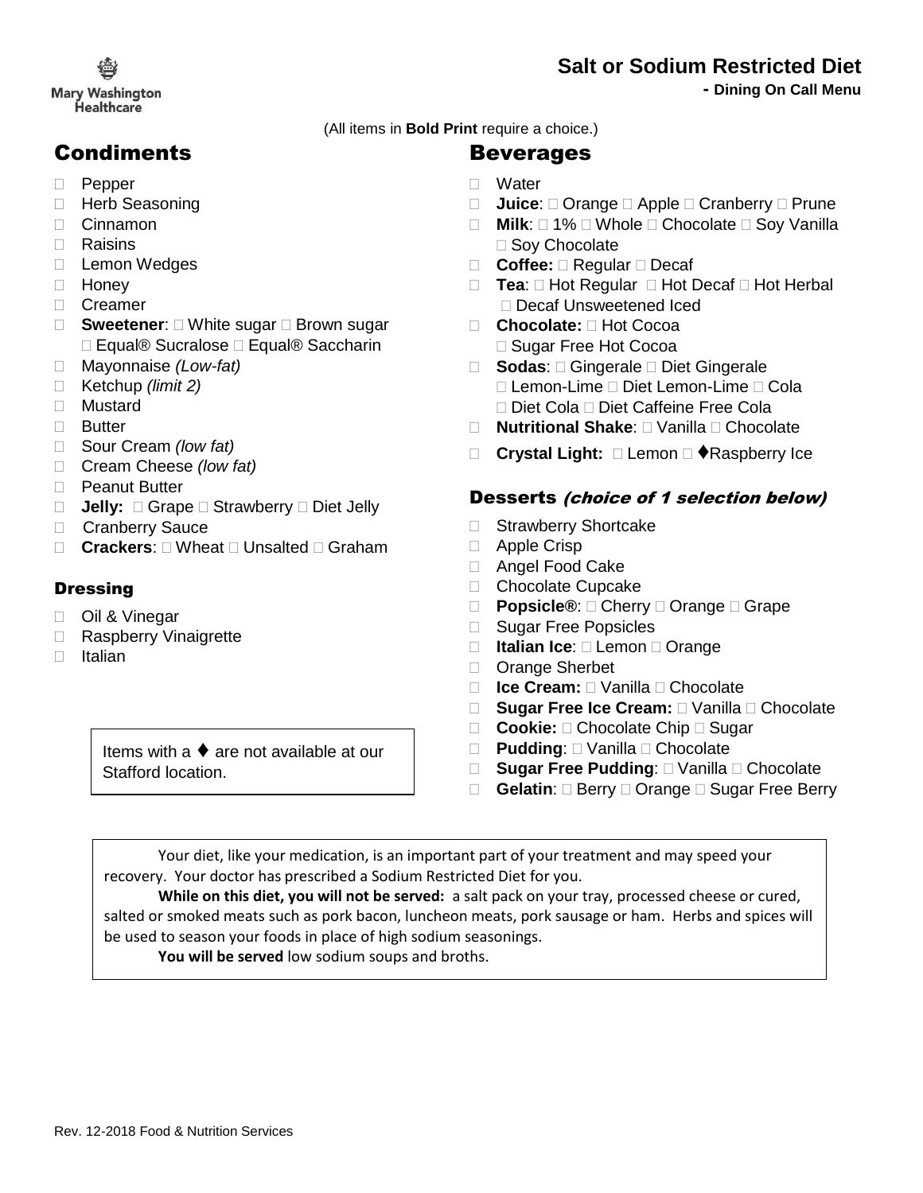Mary Washington Healthcare

# Salt or Sodium Restricted Diet

**- Dining On Call Menu**

(All items in **Bold Print** require a choice.)

## Condiments

- ☐ Pepper
- ☐ Herb Seasoning
- ☐ Cinnamon
- ☐ Raisins
- ☐ Lemon Wedges
- ☐ Honey
- ☐ Creamer
- ☐ **Sweetener**: ☐ White sugar ☐ Brown sugar ☐ Equal® Sucralose ☐ Equal® Saccharin
- ☐ Mayonnaise *(Low-fat)*
- ☐ Ketchup *(limit 2)*
- ☐ Mustard
- ☐ Butter
- ☐ Sour Cream *(low fat)*
- ☐ Cream Cheese *(low fat)*
- ☐ Peanut Butter
- ☐ **Jelly:** ☐ Grape ☐ Strawberry ☐ Diet Jelly
- ☐ Cranberry Sauce
- ☐ **Crackers**: ☐ Wheat ☐ Unsalted ☐ Graham

### Dressing

- ☐ Oil & Vinegar
- ☐ Raspberry Vinaigrette
- ☐ Italian

Items with a ♦ are not available at our Stafford location.

## Beverages

- ☐ Water
- ☐ **Juice**: ☐ Orange ☐ Apple ☐ Cranberry ☐ Prune
- ☐ **Milk**: ☐ 1% ☐ Whole ☐ Chocolate ☐ Soy Vanilla ☐ Soy Chocolate
- ☐ **Coffee:** ☐ Regular ☐ Decaf
- ☐ **Tea**: ☐ Hot Regular ☐ Hot Decaf ☐ Hot Herbal ☐ Decaf Unsweetened Iced
- ☐ **Chocolate:** ☐ Hot Cocoa ☐ Sugar Free Hot Cocoa
- ☐ **Sodas**: ☐ Gingerale ☐ Diet Gingerale ☐ Lemon-Lime ☐ Diet Lemon-Lime ☐ Cola ☐ Diet Cola ☐ Diet Caffeine Free Cola
- ☐ **Nutritional Shake**: ☐ Vanilla ☐ Chocolate
- ☐ **Crystal Light:** ☐ Lemon ☐ ♦Raspberry Ice

### Desserts *(choice of 1 selection below)*

- ☐ Strawberry Shortcake
- ☐ Apple Crisp
- ☐ Angel Food Cake
- ☐ Chocolate Cupcake
- ☐ **Popsicle®**: ☐ Cherry ☐ Orange ☐ Grape
- ☐ Sugar Free Popsicles
- ☐ **Italian Ice**: ☐ Lemon ☐ Orange
- ☐ Orange Sherbet
- ☐ **Ice Cream:** ☐ Vanilla ☐ Chocolate
- ☐ **Sugar Free Ice Cream:** ☐ Vanilla ☐ Chocolate
- ☐ **Cookie:** ☐ Chocolate Chip ☐ Sugar
- ☐ **Pudding**: ☐ Vanilla ☐ Chocolate
- ☐ **Sugar Free Pudding**: ☐ Vanilla ☐ Chocolate
- ☐ **Gelatin**: ☐ Berry ☐ Orange ☐ Sugar Free Berry

Your diet, like your medication, is an important part of your treatment and may speed your recovery. Your doctor has prescribed a Sodium Restricted Diet for you.

**While on this diet, you will not be served:** a salt pack on your tray, processed cheese or cured, salted or smoked meats such as pork bacon, luncheon meats, pork sausage or ham. Herbs and spices will be used to season your foods in place of high sodium seasonings.

**You will be served** low sodium soups and broths.

Rev. 12-2018 Food & Nutrition Services